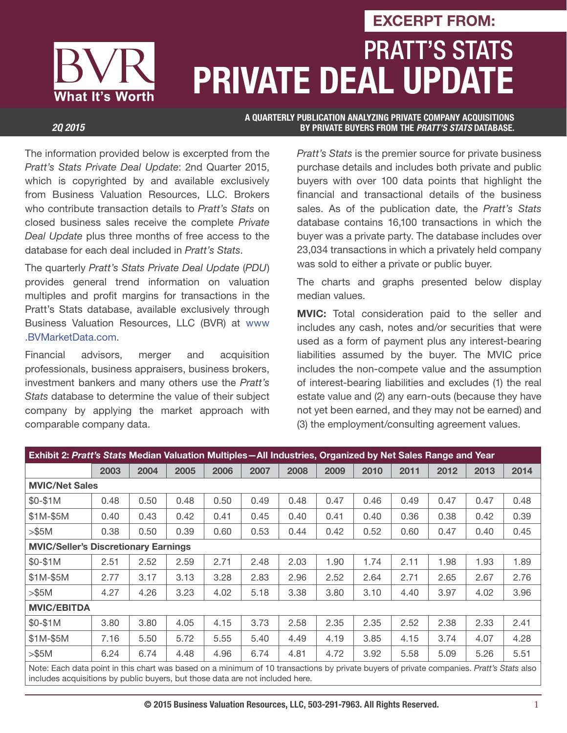EXCERPT FROM:

# PRATT'S STATS PRIVATE DEAL UPDATE

BVR What It's Worth

2Q 2015

A QUARTERLY PUBLICATION ANALYZING PRIVATE COMPANY ACQUISITIONS BY PRIVATE BUYERS FROM THE *PRATT'S STATS* DATABASE.

The information provided below is excerpted from the *Pratt's Stats Private Deal Update*: 2nd Quarter 2015, which is copyrighted by and available exclusively from Business Valuation Resources, LLC. Brokers who contribute transaction details to *Pratt's Stats* on closed business sales receive the complete *Private Deal Update* plus three months of free access to the database for each deal included in *Pratt's Stats*.

The quarterly *Pratt's Stats Private Deal Update* (*PDU*) provides general trend information on valuation multiples and profit margins for transactions in the Pratt's Stats database, available exclusively through Business Valuation Resources, LLC (BVR) at www.BVMarketData.com.

Financial advisors, merger and acquisition professionals, business appraisers, business brokers, investment bankers and many others use the *Pratt's Stats* database to determine the value of their subject company by applying the market approach with comparable company data.

*Pratt's Stats* is the premier source for private business purchase details and includes both private and public buyers with over 100 data points that highlight the financial and transactional details of the business sales. As of the publication date, the *Pratt's Stats* database contains 16,100 transactions in which the buyer was a private party. The database includes over 23,034 transactions in which a privately held company was sold to either a private or public buyer.

The charts and graphs presented below display median values.

**MVIC:** Total consideration paid to the seller and includes any cash, notes and/or securities that were used as a form of payment plus any interest-bearing liabilities assumed by the buyer. The MVIC price includes the non-compete value and the assumption of interest-bearing liabilities and excludes (1) the real estate value and (2) any earn-outs (because they have not yet been earned, and they may not be earned) and (3) the employment/consulting agreement values.

**Exhibit 2: *Pratt's Stats* Median Valuation Multiples—All Industries, Organized by Net Sales Range and Year**

| | 2003 | 2004 | 2005 | 2006 | 2007 | 2008 | 2009 | 2010 | 2011 | 2012 | 2013 | 2014 |
|---|---|---|---|---|---|---|---|---|---|---|---|---|
| **MVIC/Net Sales** | | | | | | | | | | | | |
| $0-$1M | 0.48 | 0.50 | 0.48 | 0.50 | 0.49 | 0.48 | 0.47 | 0.46 | 0.49 | 0.47 | 0.47 | 0.48 |
| $1M-$5M | 0.40 | 0.43 | 0.42 | 0.41 | 0.45 | 0.40 | 0.41 | 0.40 | 0.36 | 0.38 | 0.42 | 0.39 |
| >$5M | 0.38 | 0.50 | 0.39 | 0.60 | 0.53 | 0.44 | 0.42 | 0.52 | 0.60 | 0.47 | 0.40 | 0.45 |
| **MVIC/Seller's Discretionary Earnings** | | | | | | | | | | | | |
| $0-$1M | 2.51 | 2.52 | 2.59 | 2.71 | 2.48 | 2.03 | 1.90 | 1.74 | 2.11 | 1.98 | 1.93 | 1.89 |
| $1M-$5M | 2.77 | 3.17 | 3.13 | 3.28 | 2.83 | 2.96 | 2.52 | 2.64 | 2.71 | 2.65 | 2.67 | 2.76 |
| >$5M | 4.27 | 4.26 | 3.23 | 4.02 | 5.18 | 3.38 | 3.80 | 3.10 | 4.40 | 3.97 | 4.02 | 3.96 |
| **MVIC/EBITDA** | | | | | | | | | | | | |
| $0-$1M | 3.80 | 3.80 | 4.05 | 4.15 | 3.73 | 2.58 | 2.35 | 2.35 | 2.52 | 2.38 | 2.33 | 2.41 |
| $1M-$5M | 7.16 | 5.50 | 5.72 | 5.55 | 5.40 | 4.49 | 4.19 | 3.85 | 4.15 | 3.74 | 4.07 | 4.28 |
| >$5M | 6.24 | 6.74 | 4.48 | 4.96 | 6.74 | 4.81 | 4.72 | 3.92 | 5.58 | 5.09 | 5.26 | 5.51 |

Note: Each data point in this chart was based on a minimum of 10 transactions by private buyers of private companies. *Pratt's Stats* also includes acquisitions by public buyers, but those data are not included here.

© 2015 Business Valuation Resources, LLC, 503-291-7963. All Rights Reserved.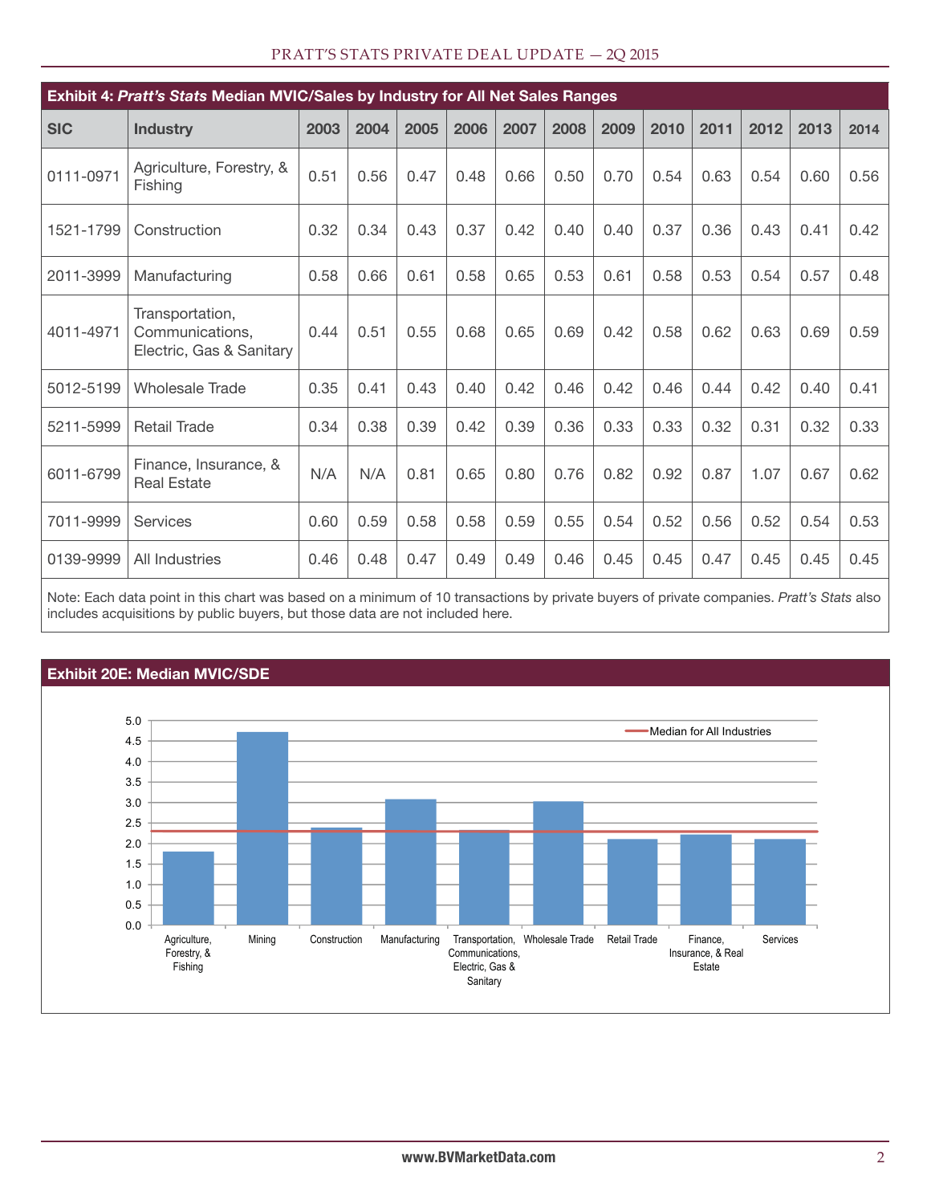## Exhibit 4: *Pratt's Stats* Median MVIC/Sales by Industry for All Net Sales Ranges

| SIC | Industry | 2003 | 2004 | 2005 | 2006 | 2007 | 2008 | 2009 | 2010 | 2011 | 2012 | 2013 | 2014 |
|---|---|---|---|---|---|---|---|---|---|---|---|---|---|
| 0111-0971 | Agriculture, Forestry, & Fishing | 0.51 | 0.56 | 0.47 | 0.48 | 0.66 | 0.50 | 0.70 | 0.54 | 0.63 | 0.54 | 0.60 | 0.56 |
| 1521-1799 | Construction | 0.32 | 0.34 | 0.43 | 0.37 | 0.42 | 0.40 | 0.40 | 0.37 | 0.36 | 0.43 | 0.41 | 0.42 |
| 2011-3999 | Manufacturing | 0.58 | 0.66 | 0.61 | 0.58 | 0.65 | 0.53 | 0.61 | 0.58 | 0.53 | 0.54 | 0.57 | 0.48 |
| 4011-4971 | Transportation, Communications, Electric, Gas & Sanitary | 0.44 | 0.51 | 0.55 | 0.68 | 0.65 | 0.69 | 0.42 | 0.58 | 0.62 | 0.63 | 0.69 | 0.59 |
| 5012-5199 | Wholesale Trade | 0.35 | 0.41 | 0.43 | 0.40 | 0.42 | 0.46 | 0.42 | 0.46 | 0.44 | 0.42 | 0.40 | 0.41 |
| 5211-5999 | Retail Trade | 0.34 | 0.38 | 0.39 | 0.42 | 0.39 | 0.36 | 0.33 | 0.33 | 0.32 | 0.31 | 0.32 | 0.33 |
| 6011-6799 | Finance, Insurance, & Real Estate | N/A | N/A | 0.81 | 0.65 | 0.80 | 0.76 | 0.82 | 0.92 | 0.87 | 1.07 | 0.67 | 0.62 |
| 7011-9999 | Services | 0.60 | 0.59 | 0.58 | 0.58 | 0.59 | 0.55 | 0.54 | 0.52 | 0.56 | 0.52 | 0.54 | 0.53 |
| 0139-9999 | All Industries | 0.46 | 0.48 | 0.47 | 0.49 | 0.49 | 0.46 | 0.45 | 0.45 | 0.47 | 0.45 | 0.45 | 0.45 |

Note: Each data point in this chart was based on a minimum of 10 transactions by private buyers of private companies. *Pratt's Stats* also includes acquisitions by public buyers, but those data are not included here.

## Exhibit 20E: Median MVIC/SDE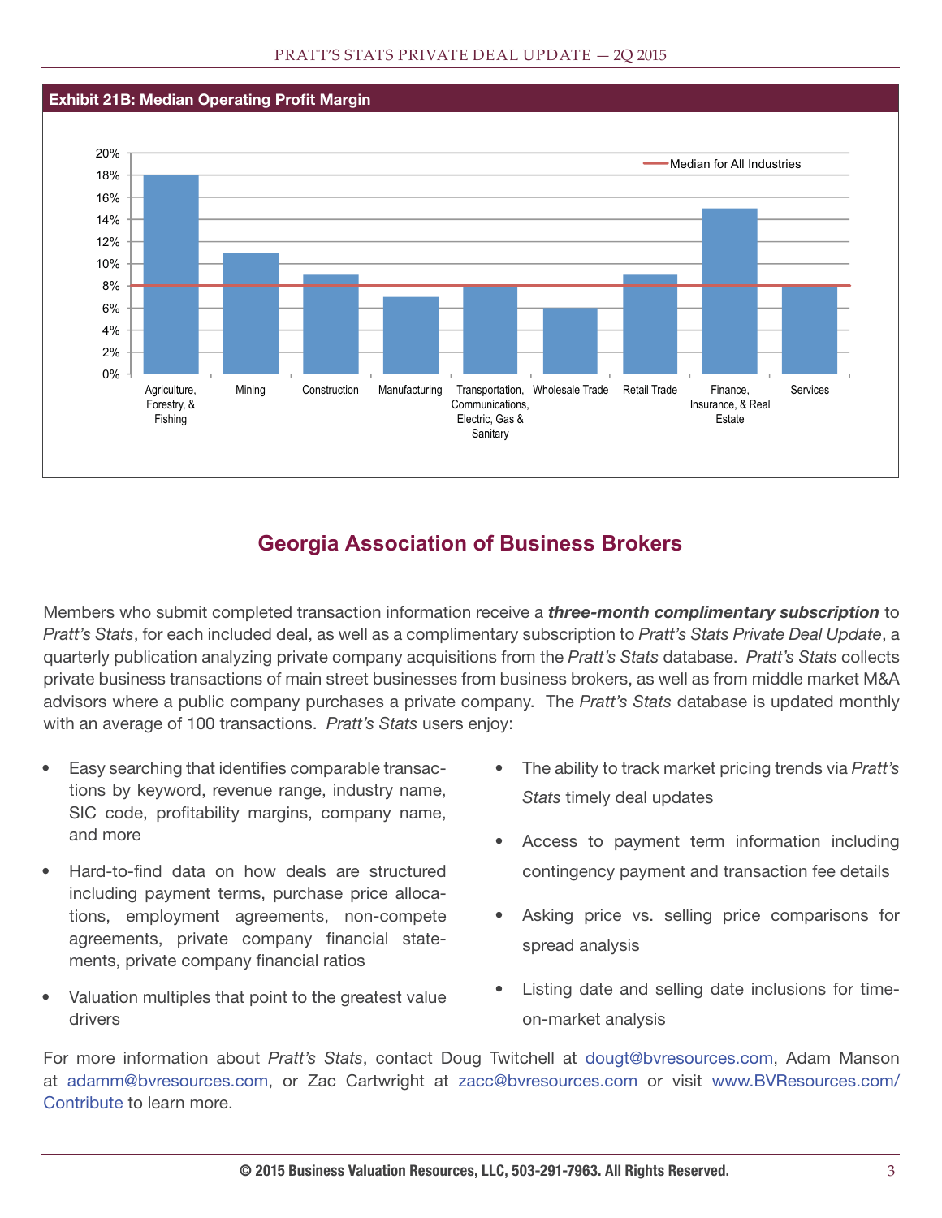**Exhibit 21B: Median Operating Profit Margin**

| Industry | Median Operating Profit Margin |
|---|---|
| Agriculture, Forestry, & Fishing | 18% |
| Mining | 11% |
| Construction | 9% |
| Manufacturing | 7% |
| Transportation, Communications, Electric, Gas & Sanitary | 8% |
| Wholesale Trade | 6% |
| Retail Trade | 9% |
| Finance, Insurance, & Real Estate | 15% |
| Services | 8% |
| Median for All Industries | 8% |

## Georgia Association of Business Brokers

Members who submit completed transaction information receive a ***three-month complimentary subscription*** to *Pratt's Stats*, for each included deal, as well as a complimentary subscription to *Pratt's Stats Private Deal Update*, a quarterly publication analyzing private company acquisitions from the *Pratt's Stats* database. *Pratt's Stats* collects private business transactions of main street businesses from business brokers, as well as from middle market M&A advisors where a public company purchases a private company. The *Pratt's Stats* database is updated monthly with an average of 100 transactions. *Pratt's Stats* users enjoy:

- Easy searching that identifies comparable transactions by keyword, revenue range, industry name, SIC code, profitability margins, company name, and more
- Hard-to-find data on how deals are structured including payment terms, purchase price allocations, employment agreements, non-compete agreements, private company financial statements, private company financial ratios
- Valuation multiples that point to the greatest value drivers
- The ability to track market pricing trends via *Pratt's Stats* timely deal updates
- Access to payment term information including contingency payment and transaction fee details
- Asking price vs. selling price comparisons for spread analysis
- Listing date and selling date inclusions for time-on-market analysis

For more information about *Pratt's Stats*, contact Doug Twitchell at dougt@bvresources.com, Adam Manson at adamm@bvresources.com, or Zac Cartwright at zacc@bvresources.com or visit www.BVResources.com/Contribute to learn more.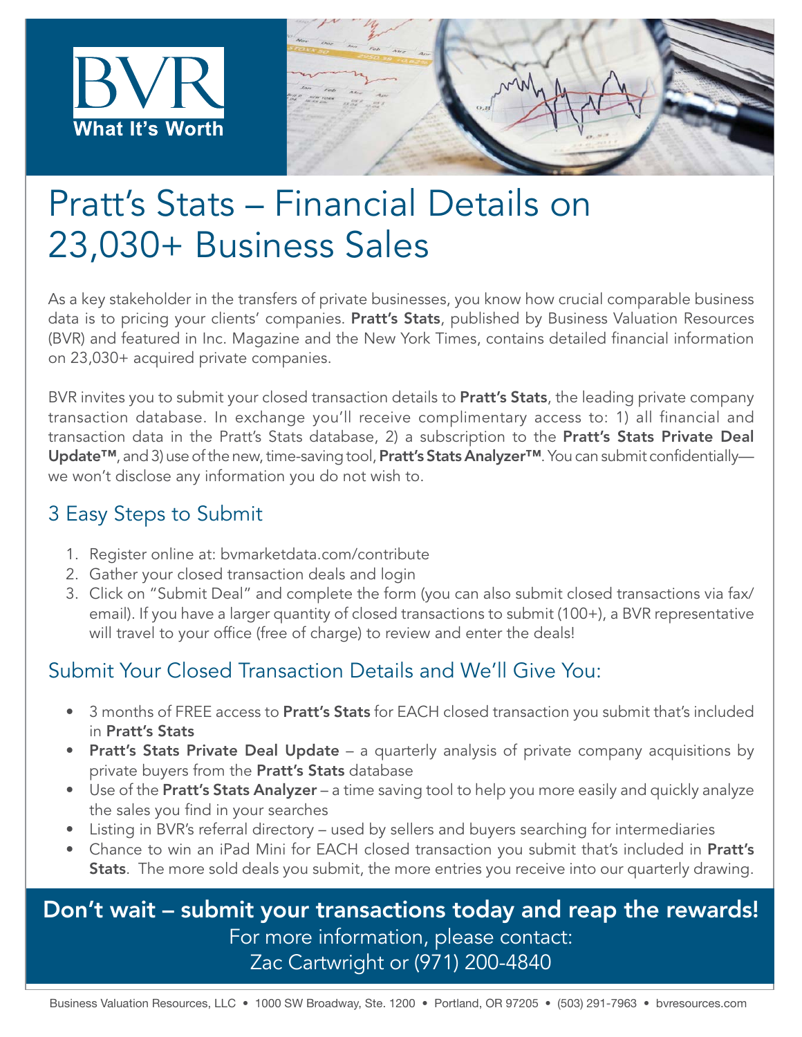BVR

What It's Worth

# Pratt's Stats – Financial Details on 23,030+ Business Sales

As a key stakeholder in the transfers of private businesses, you know how crucial comparable business data is to pricing your clients' companies. **Pratt's Stats**, published by Business Valuation Resources (BVR) and featured in Inc. Magazine and the New York Times, contains detailed financial information on 23,030+ acquired private companies.

BVR invites you to submit your closed transaction details to **Pratt's Stats**, the leading private company transaction database. In exchange you'll receive complimentary access to: 1) all financial and transaction data in the Pratt's Stats database, 2) a subscription to the **Pratt's Stats Private Deal Update™**, and 3) use of the new, time-saving tool, **Pratt's Stats Analyzer™**. You can submit confidentially—we won't disclose any information you do not wish to.

## 3 Easy Steps to Submit

1. Register online at: bvmarketdata.com/contribute
2. Gather your closed transaction deals and login
3. Click on "Submit Deal" and complete the form (you can also submit closed transactions via fax/email). If you have a larger quantity of closed transactions to submit (100+), a BVR representative will travel to your office (free of charge) to review and enter the deals!

## Submit Your Closed Transaction Details and We'll Give You:

- 3 months of FREE access to **Pratt's Stats** for EACH closed transaction you submit that's included in **Pratt's Stats**
- **Pratt's Stats Private Deal Update** – a quarterly analysis of private company acquisitions by private buyers from the **Pratt's Stats** database
- Use of the **Pratt's Stats Analyzer** – a time saving tool to help you more easily and quickly analyze the sales you find in your searches
- Listing in BVR's referral directory – used by sellers and buyers searching for intermediaries
- Chance to win an iPad Mini for EACH closed transaction you submit that's included in **Pratt's Stats**. The more sold deals you submit, the more entries you receive into our quarterly drawing.

**Don't wait – submit your transactions today and reap the rewards!**

For more information, please contact:
Zac Cartwright or (971) 200-4840

Business Valuation Resources, LLC • 1000 SW Broadway, Ste. 1200 • Portland, OR 97205 • (503) 291-7963 • bvresources.com